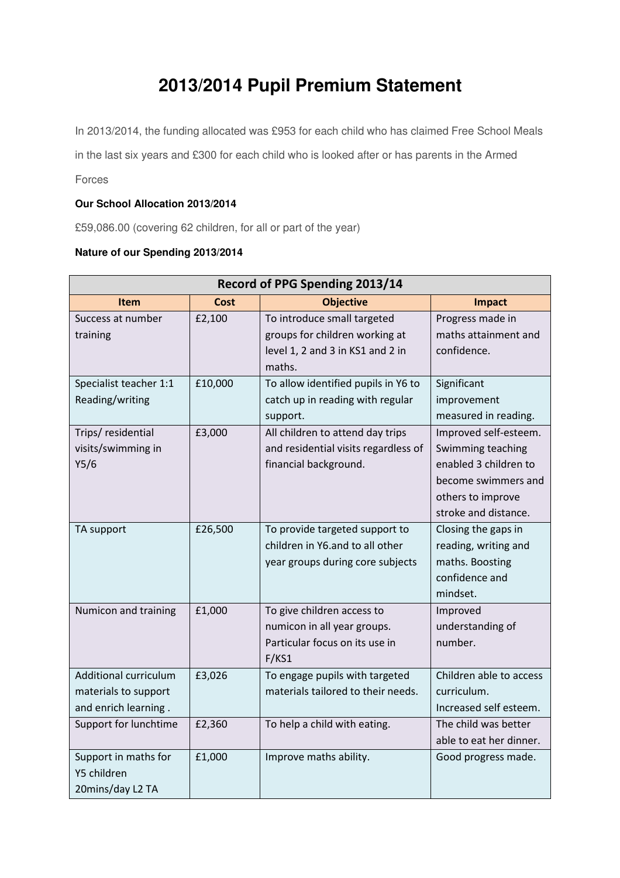# 2013/2014 Pupil Premium Statement

In 2013/2014, the funding allocated was £953 for each child who has claimed Free School Meals in the last six years and £300 for each child who is looked after or has parents in the Armed Forces

**Our School Allocation 2013/2014**

£59,086.00 (covering 62 children, for all or part of the year)

**Nature of our Spending 2013/2014**

| Record of PPG Spending 2013/14 | | | |
|---|---|---|---|
| **Item** | **Cost** | **Objective** | **Impact** |
| Success at number training | £2,100 | To introduce small targeted groups for children working at level 1, 2 and 3 in KS1 and 2 in maths. | Progress made in maths attainment and confidence. |
| Specialist teacher 1:1 Reading/writing | £10,000 | To allow identified pupils in Y6 to catch up in reading with regular support. | Significant improvement measured in reading. |
| Trips/ residential visits/swimming in Y5/6 | £3,000 | All children to attend day trips and residential visits regardless of financial background. | Improved self-esteem. Swimming teaching enabled 3 children to become swimmers and others to improve stroke and distance. |
| TA support | £26,500 | To provide targeted support to children in Y6.and to all other year groups during core subjects | Closing the gaps in reading, writing and maths. Boosting confidence and mindset. |
| Numicon and training | £1,000 | To give children access to numicon in all year groups. Particular focus on its use in F/KS1 | Improved understanding of number. |
| Additional curriculum materials to support and enrich learning . | £3,026 | To engage pupils with targeted materials tailored to their needs. | Children able to access curriculum. Increased self esteem. |
| Support for lunchtime | £2,360 | To help a child with eating. | The child was better able to eat her dinner. |
| Support in maths for Y5 children 20mins/day L2 TA | £1,000 | Improve maths ability. | Good progress made. |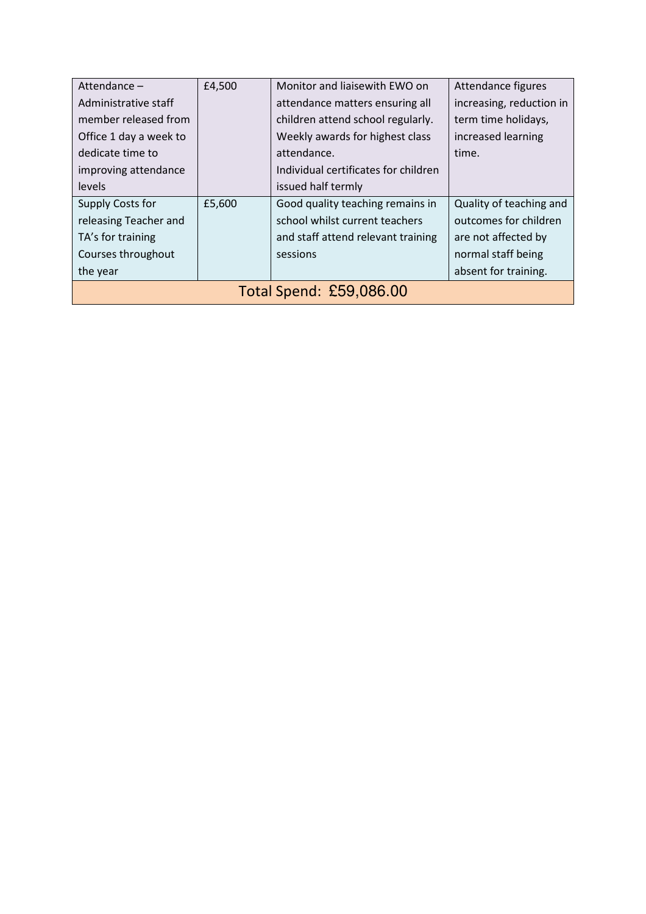| | | | |
|---|---|---|---|
| Attendance – Administrative staff member released from Office 1 day a week to dedicate time to improving attendance levels | £4,500 | Monitor and liaisewith EWO on attendance matters ensuring all children attend school regularly. Weekly awards for highest class attendance. Individual certificates for children issued half termly | Attendance figures increasing, reduction in term time holidays, increased learning time. |
| Supply Costs for releasing Teacher and TA's for training Courses throughout the year | £5,600 | Good quality teaching remains in school whilst current teachers and staff attend relevant training sessions | Quality of teaching and outcomes for children are not affected by normal staff being absent for training. |
| Total Spend: £59,086.00 | | | |